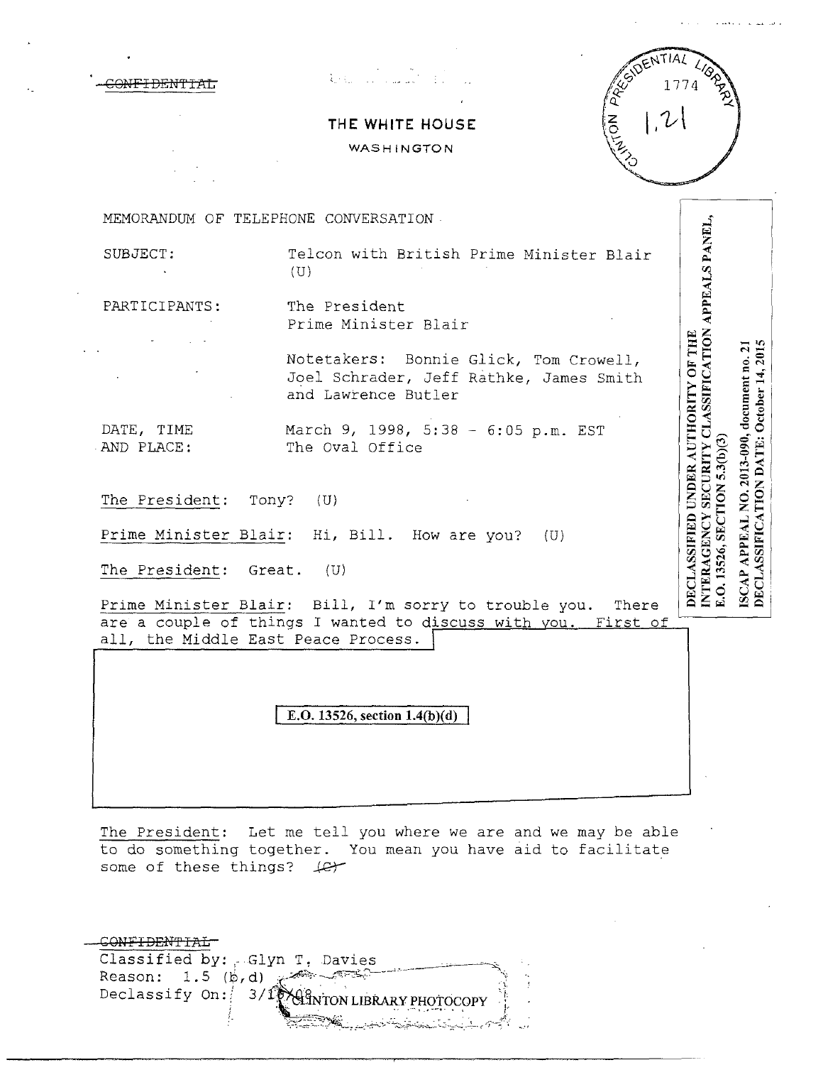~~CONFIDENTIAL~~

**THE WHITE HOUSE**

WASHINGTON

CLINTON PRESIDENTIAL LIBRARY 1774 1.21

MEMORANDUM OF TELEPHONE CONVERSATION

SUBJECT: Telcon with British Prime Minister Blair (U)

PARTICIPANTS: The President
Prime Minister Blair

Notetakers: Bonnie Glick, Tom Crowell, Joel Schrader, Jeff Rathke, James Smith and Lawrence Butler

DATE, TIME AND PLACE: March 9, 1998, 5:38 - 6:05 p.m. EST
The Oval Office

DECLASSIFIED UNDER AUTHORITY OF THE INTERAGENCY SECURITY CLASSIFICATION APPEALS PANEL, E.O. 13526, SECTION 5.3(b)(3)

ISCAP APPEAL NO. 2013-090, document no. 21
DECLASSIFICATION DATE: October 14, 2015

The President: Tony? (U)

Prime Minister Blair: Hi, Bill. How are you? (U)

The President: Great. (U)

Prime Minister Blair: Bill, I'm sorry to trouble you. There are a couple of things I wanted to discuss with you. First of all, the Middle East Peace Process.

**E.O. 13526, section 1.4(b)(d)**

The President: Let me tell you where we are and we may be able to do something together. You mean you have aid to facilitate some of these things? ~~(C)~~

~~CONFIDENTIAL~~
Classified by: Glyn T. Davies
Reason: 1.5 (b,d)
Declassify On: 3/1?/08

CLINTON LIBRARY PHOTOCOPY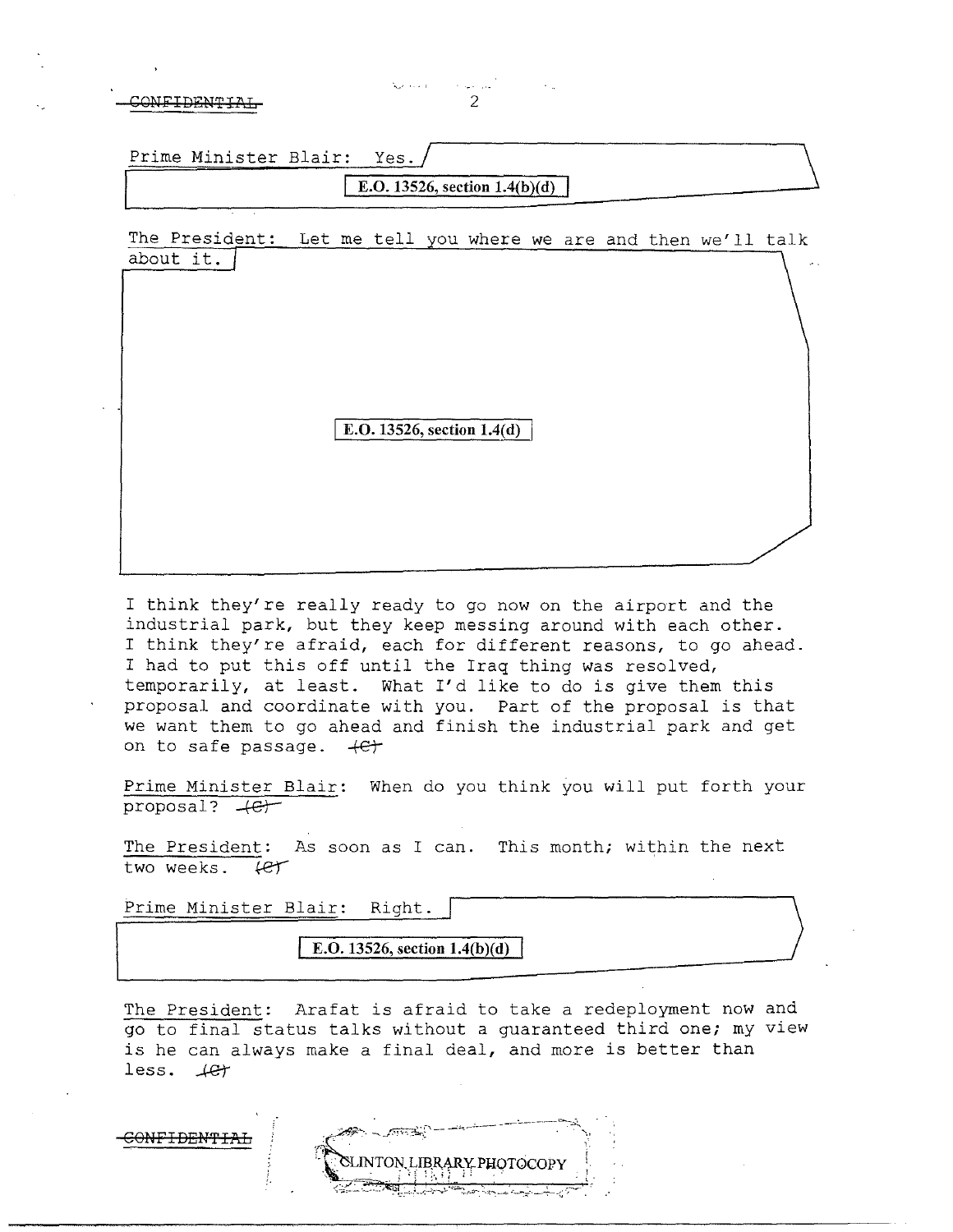Prime Minister Blair: Yes.

E.O. 13526, section 1.4(b)(d)

The President: Let me tell you where we are and then we'll talk about it.

E.O. 13526, section 1.4(d)

I think they're really ready to go now on the airport and the industrial park, but they keep messing around with each other. I think they're afraid, each for different reasons, to go ahead. I had to put this off until the Iraq thing was resolved, temporarily, at least. What I'd like to do is give them this proposal and coordinate with you. Part of the proposal is that we want them to go ahead and finish the industrial park and get on to safe passage. (C)

Prime Minister Blair: When do you think you will put forth your proposal? (C)

The President: As soon as I can. This month; within the next two weeks. (C)

Prime Minister Blair: Right.

E.O. 13526, section 1.4(b)(d)

The President: Arafat is afraid to take a redeployment now and go to final status talks without a guaranteed third one; my view is he can always make a final deal, and more is better than less. (C)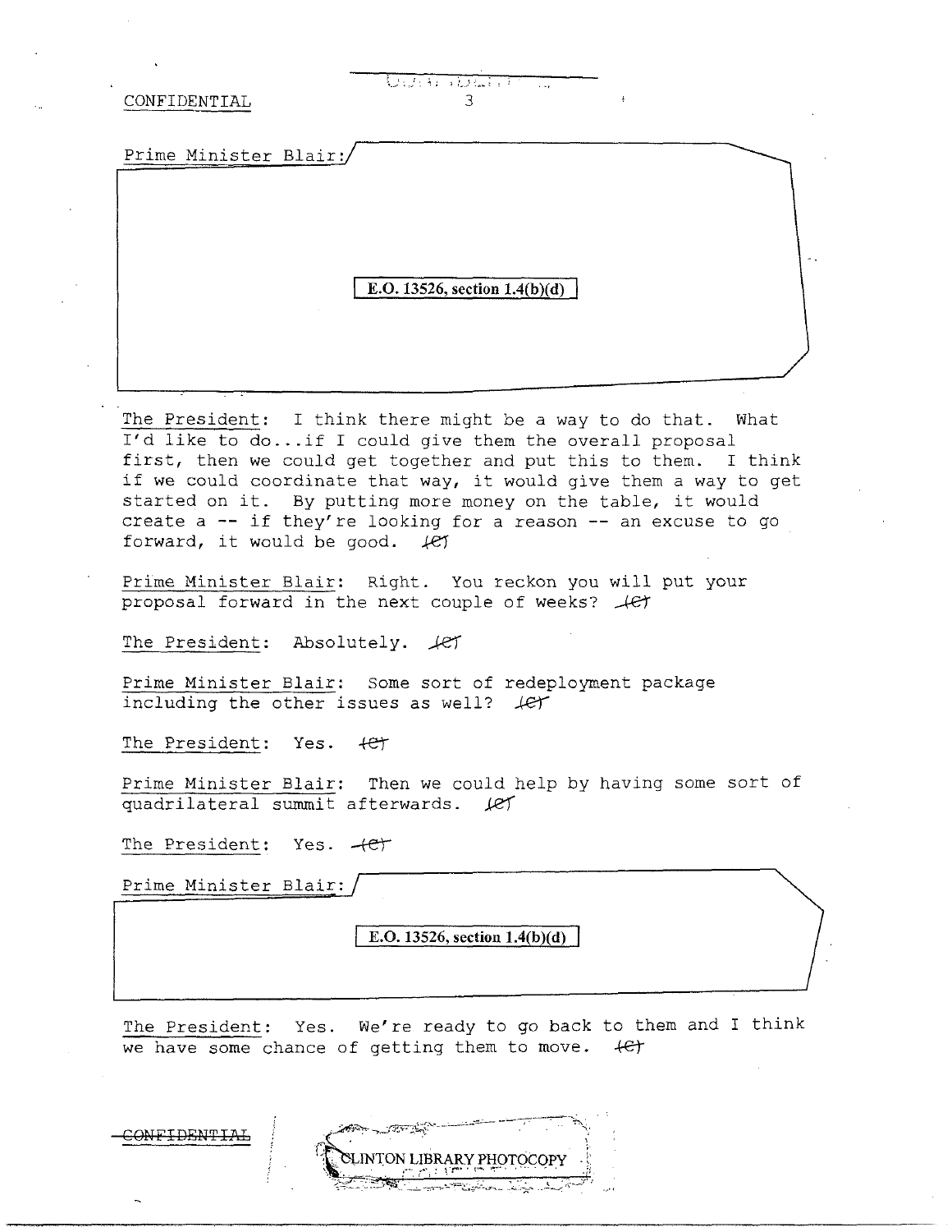CONFIDENTIAL

Prime Minister Blair:

E.O. 13526, section 1.4(b)(d)

The President: I think there might be a way to do that. What I'd like to do...if I could give them the overall proposal first, then we could get together and put this to them. I think if we could coordinate that way, it would give them a way to get started on it. By putting more money on the table, it would create a -- if they're looking for a reason -- an excuse to go forward, it would be good. (C)

Prime Minister Blair: Right. You reckon you will put your proposal forward in the next couple of weeks? (C)

The President: Absolutely. (C)

Prime Minister Blair: Some sort of redeployment package including the other issues as well? (C)

The President: Yes. (C)

Prime Minister Blair: Then we could help by having some sort of quadrilateral summit afterwards. (C)

The President: Yes. (C)

Prime Minister Blair:

E.O. 13526, section 1.4(b)(d)

The President: Yes. We're ready to go back to them and I think we have some chance of getting them to move. (C)

CONFIDENTIAL

CLINTON LIBRARY PHOTOCOPY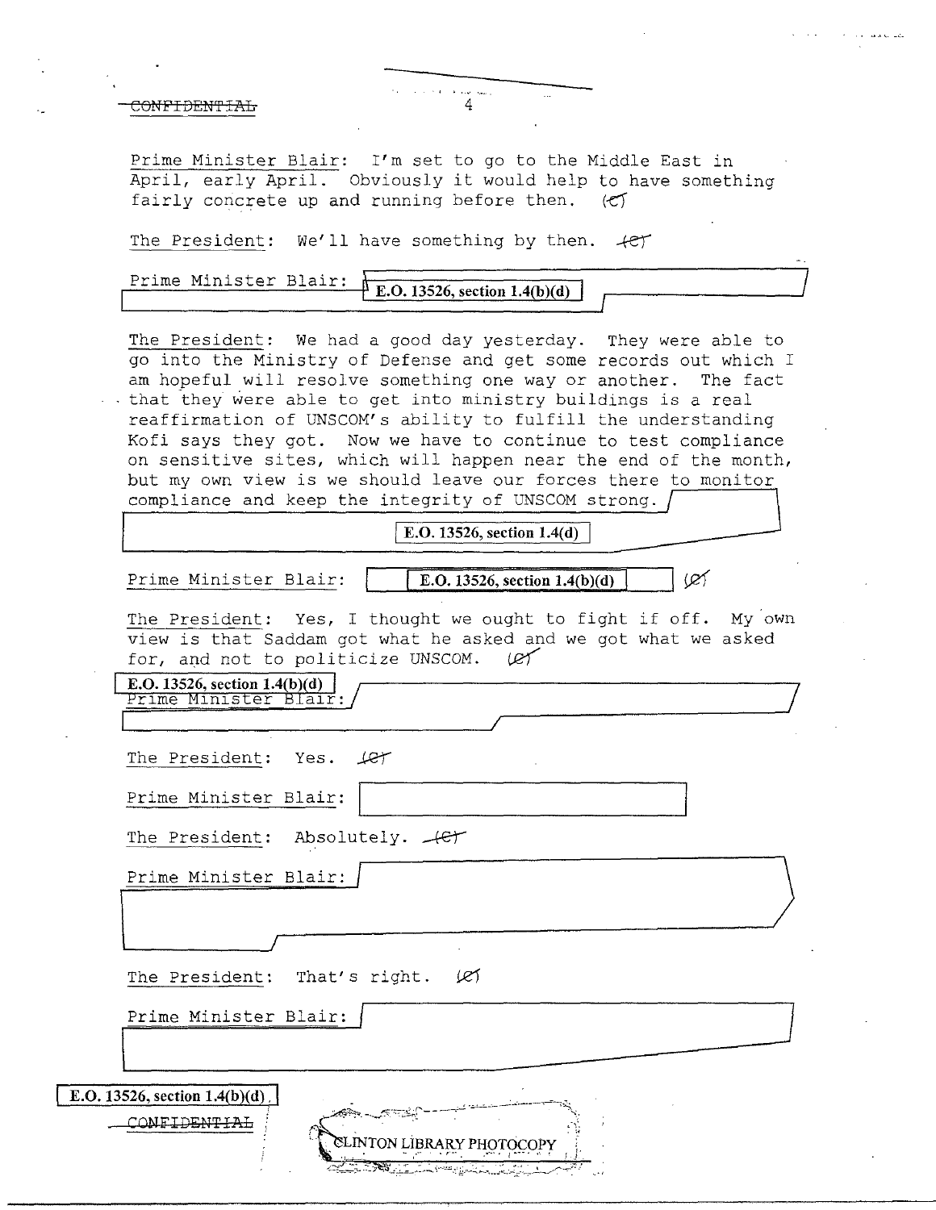CONFIDENTIAL

Prime Minister Blair: I'm set to go to the Middle East in April, early April. Obviously it would help to have something fairly concrete up and running before then. (C)

The President: We'll have something by then. (C)

Prime Minister Blair: E.O. 13526, section 1.4(b)(d)

The President: We had a good day yesterday. They were able to go into the Ministry of Defense and get some records out which I am hopeful will resolve something one way or another. The fact that they were able to get into ministry buildings is a real reaffirmation of UNSCOM's ability to fulfill the understanding Kofi says they got. Now we have to continue to test compliance on sensitive sites, which will happen near the end of the month, but my own view is we should leave our forces there to monitor compliance and keep the integrity of UNSCOM strong. E.O. 13526, section 1.4(d)

Prime Minister Blair: E.O. 13526, section 1.4(b)(d) (C)

The President: Yes, I thought we ought to fight if off. My own view is that Saddam got what he asked and we got what we asked for, and not to politicize UNSCOM. (C)

E.O. 13526, section 1.4(b)(d)

Prime Minister Blair:

The President: Yes. (C)

Prime Minister Blair:

The President: Absolutely. (C)

Prime Minister Blair:

The President: That's right. (C)

Prime Minister Blair:

E.O. 13526, section 1.4(b)(d)

CONFIDENTIAL

CLINTON LIBRARY PHOTOCOPY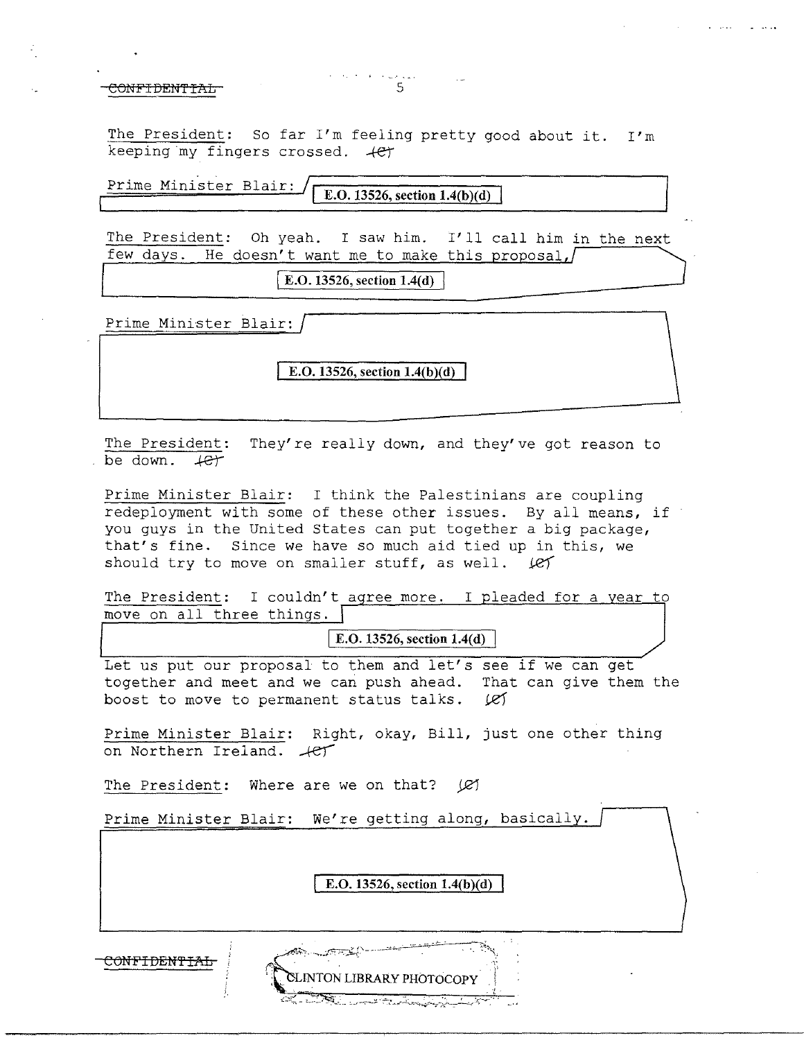The President: So far I'm feeling pretty good about it. I'm keeping my fingers crossed. (C)

Prime Minister Blair: [E.O. 13526, section 1.4(b)(d)]

The President: Oh yeah. I saw him. I'll call him in the next few days. He doesn't want me to make this proposal, [E.O. 13526, section 1.4(d)]

Prime Minister Blair: [E.O. 13526, section 1.4(b)(d)]

The President: They're really down, and they've got reason to be down. (C)

Prime Minister Blair: I think the Palestinians are coupling redeployment with some of these other issues. By all means, if you guys in the United States can put together a big package, that's fine. Since we have so much aid tied up in this, we should try to move on smaller stuff, as well. (C)

The President: I couldn't agree more. I pleaded for a year to move on all three things. [E.O. 13526, section 1.4(d)] Let us put our proposal to them and let's see if we can get together and meet and we can push ahead. That can give them the boost to move to permanent status talks. (C)

Prime Minister Blair: Right, okay, Bill, just one other thing on Northern Ireland. (C)

The President: Where are we on that? (C)

Prime Minister Blair: We're getting along, basically. [E.O. 13526, section 1.4(b)(d)]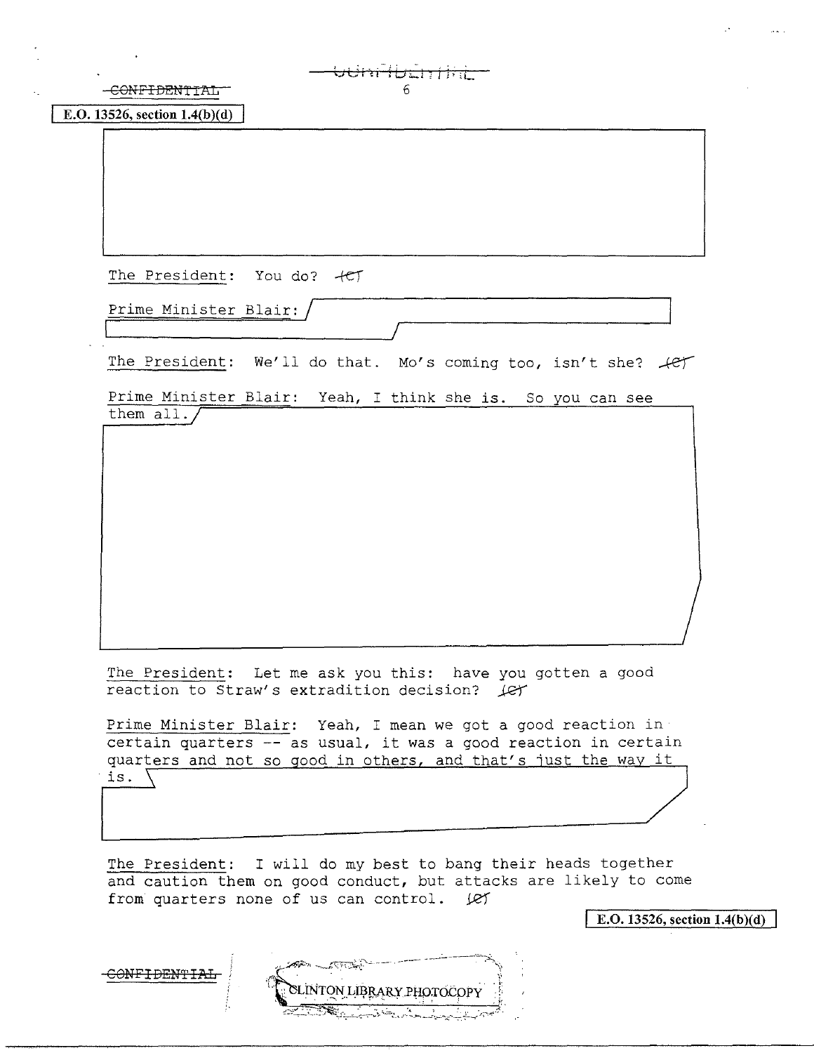CONFIDENTIAL

E.O. 13526, section 1.4(b)(d)

The President: You do? (C)

Prime Minister Blair:

The President: We'll do that. Mo's coming too, isn't she? (C)

Prime Minister Blair: Yeah, I think she is. So you can see them all.

The President: Let me ask you this: have you gotten a good reaction to Straw's extradition decision? (C)

Prime Minister Blair: Yeah, I mean we got a good reaction in certain quarters -- as usual, it was a good reaction in certain quarters and not so good in others, and that's just the way it is.

The President: I will do my best to bang their heads together and caution them on good conduct, but attacks are likely to come from quarters none of us can control. (C)

E.O. 13526, section 1.4(b)(d)

CONFIDENTIAL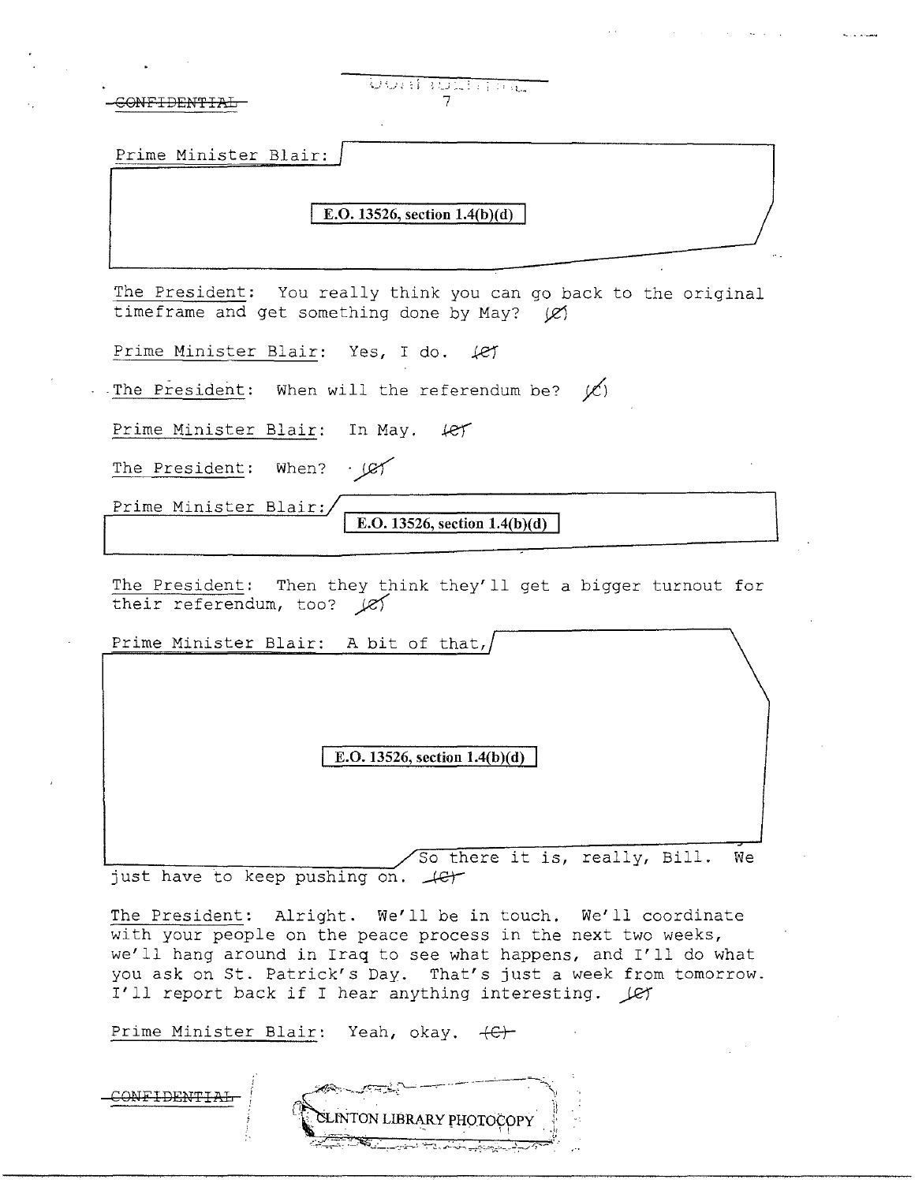Prime Minister Blair:

E.O. 13526, section 1.4(b)(d)

The President: You really think you can go back to the original timeframe and get something done by May? (C)

Prime Minister Blair: Yes, I do. (C)

The President: When will the referendum be? (C)

Prime Minister Blair: In May. (C)

The President: When? (C)

Prime Minister Blair:

E.O. 13526, section 1.4(b)(d)

The President: Then they think they'll get a bigger turnout for their referendum, too? (C)

Prime Minister Blair: A bit of that,

E.O. 13526, section 1.4(b)(d)

So there it is, really, Bill. We just have to keep pushing on. (C)

The President: Alright. We'll be in touch. We'll coordinate with your people on the peace process in the next two weeks, we'll hang around in Iraq to see what happens, and I'll do what you ask on St. Patrick's Day. That's just a week from tomorrow. I'll report back if I hear anything interesting. (C)

Prime Minister Blair: Yeah, okay. (C)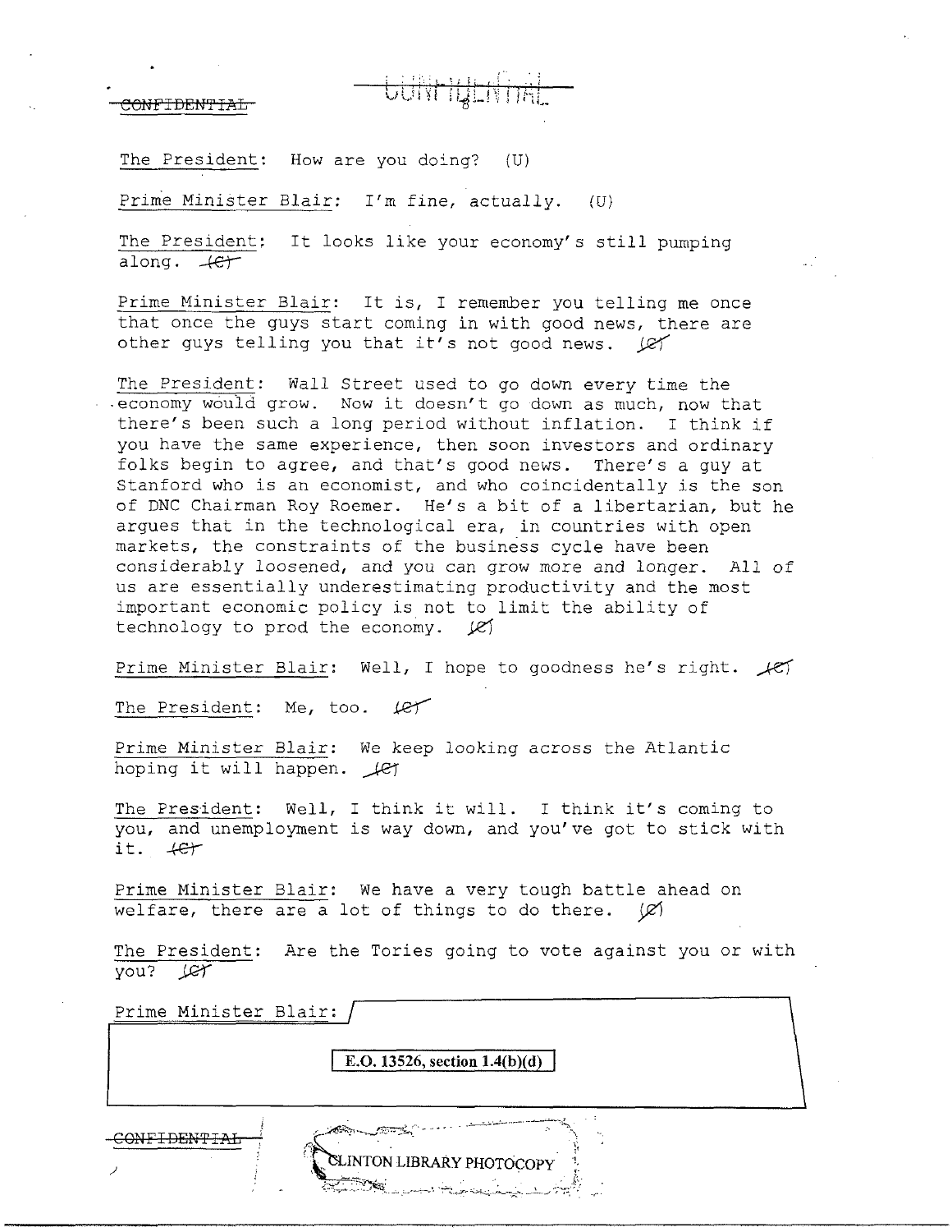The President: How are you doing? (U)

Prime Minister Blair: I'm fine, actually. (U)

The President: It looks like your economy's still pumping along. (C)

Prime Minister Blair: It is, I remember you telling me once that once the guys start coming in with good news, there are other guys telling you that it's not good news. (C)

The President: Wall Street used to go down every time the economy would grow. Now it doesn't go down as much, now that there's been such a long period without inflation. I think if you have the same experience, then soon investors and ordinary folks begin to agree, and that's good news. There's a guy at Stanford who is an economist, and who coincidentally is the son of DNC Chairman Roy Roemer. He's a bit of a libertarian, but he argues that in the technological era, in countries with open markets, the constraints of the business cycle have been considerably loosened, and you can grow more and longer. All of us are essentially underestimating productivity and the most important economic policy is not to limit the ability of technology to prod the economy. (C)

Prime Minister Blair: Well, I hope to goodness he's right. (C)

The President: Me, too. (C)

Prime Minister Blair: We keep looking across the Atlantic hoping it will happen. (C)

The President: Well, I think it will. I think it's coming to you, and unemployment is way down, and you've got to stick with it. (C)

Prime Minister Blair: We have a very tough battle ahead on welfare, there are a lot of things to do there. (C)

The President: Are the Tories going to vote against you or with you? (C)

Prime Minister Blair: [E.O. 13526, section 1.4(b)(d)]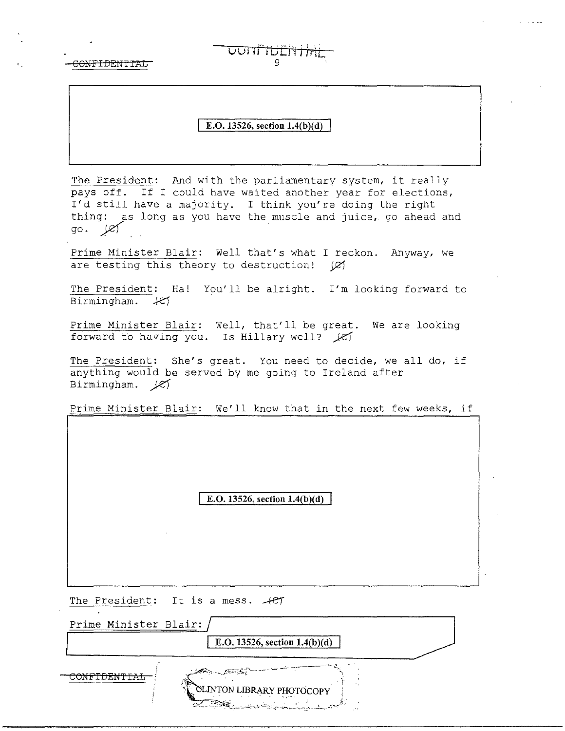E.O. 13526, section 1.4(b)(d)

The President: And with the parliamentary system, it really pays off. If I could have waited another year for elections, I'd still have a majority. I think you're doing the right thing: as long as you have the muscle and juice, go ahead and go. (C)

Prime Minister Blair: Well that's what I reckon. Anyway, we are testing this theory to destruction! (C)

The President: Ha! You'll be alright. I'm looking forward to Birmingham. (C)

Prime Minister Blair: Well, that'll be great. We are looking forward to having you. Is Hillary well? (C)

The President: She's great. You need to decide, we all do, if anything would be served by me going to Ireland after Birmingham. (C)

Prime Minister Blair: We'll know that in the next few weeks, if

E.O. 13526, section 1.4(b)(d)

The President: It is a mess. (C)

Prime Minister Blair:

E.O. 13526, section 1.4(b)(d)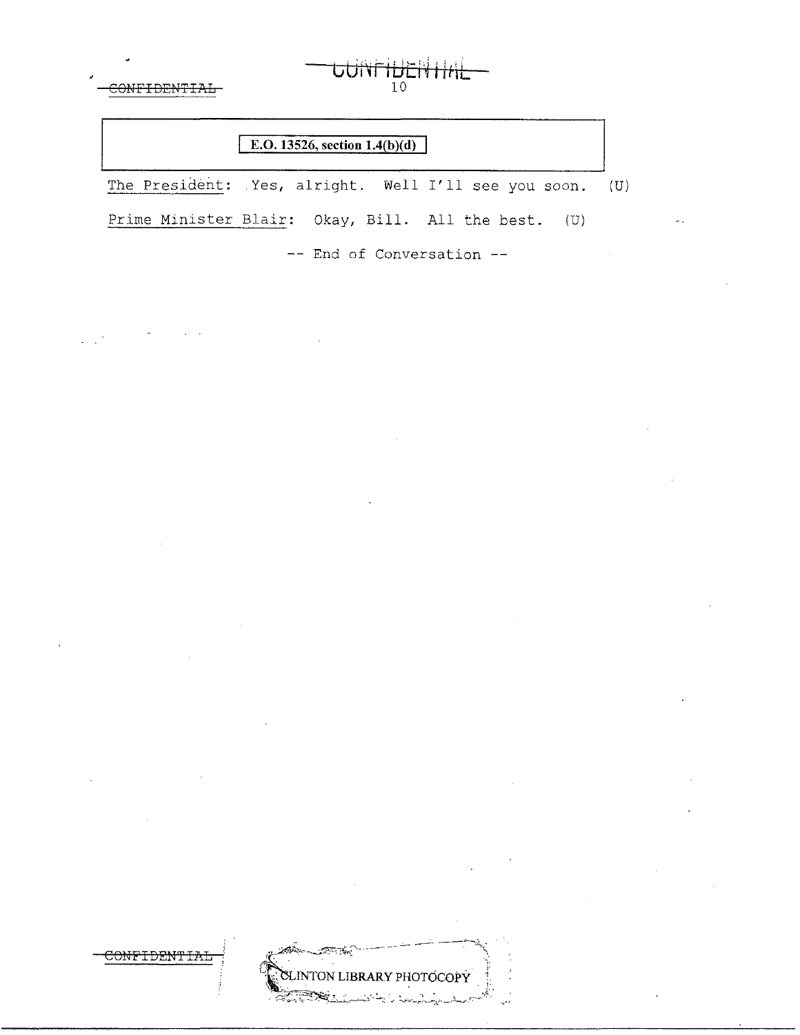E.O. 13526, section 1.4(b)(d)

The President: Yes, alright. Well I'll see you soon. (U)

Prime Minister Blair: Okay, Bill. All the best. (U)

-- End of Conversation --